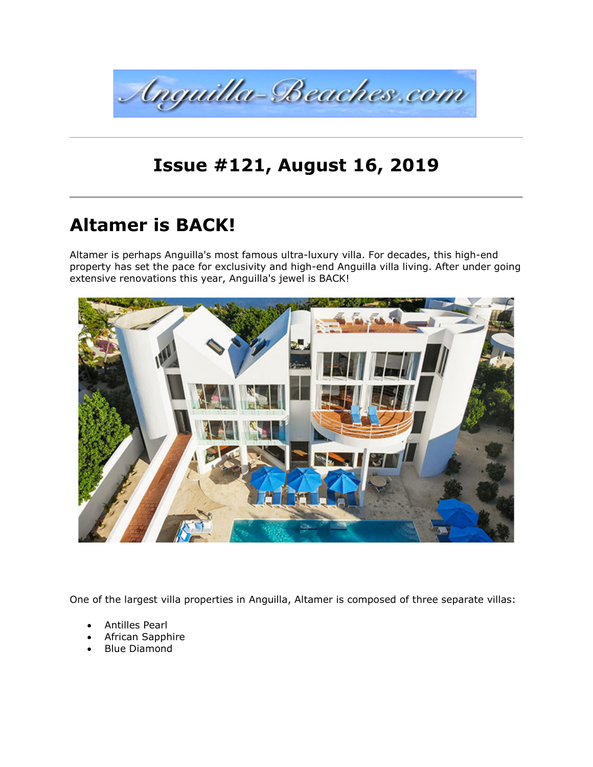Anguilla-Beaches.com

## Issue #121, August 16, 2019

# Altamer is BACK!

Altamer is perhaps Anguilla's most famous ultra-luxury villa. For decades, this high-end property has set the pace for exclusivity and high-end Anguilla villa living. After under going extensive renovations this year, Anguilla's jewel is BACK!

One of the largest villa properties in Anguilla, Altamer is composed of three separate villas:

- Antilles Pearl
- African Sapphire
- Blue Diamond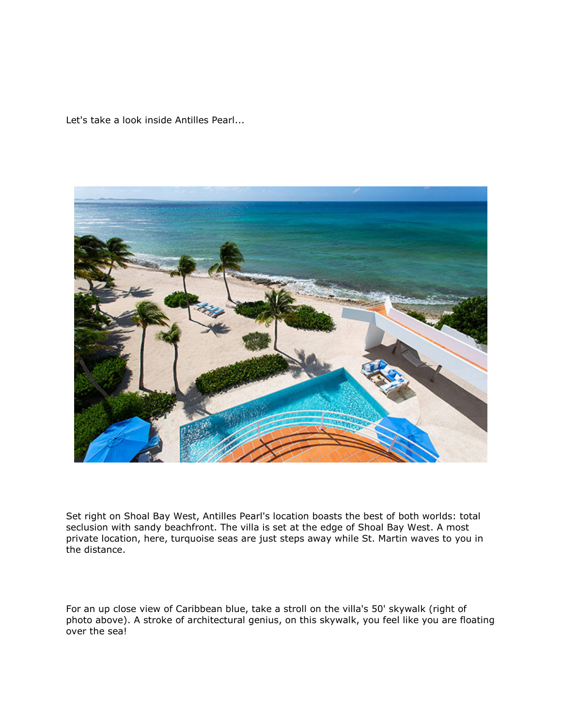Let's take a look inside Antilles Pearl...

Set right on Shoal Bay West, Antilles Pearl's location boasts the best of both worlds: total seclusion with sandy beachfront. The villa is set at the edge of Shoal Bay West. A most private location, here, turquoise seas are just steps away while St. Martin waves to you in the distance.

For an up close view of Caribbean blue, take a stroll on the villa's 50' skywalk (right of photo above). A stroke of architectural genius, on this skywalk, you feel like you are floating over the sea!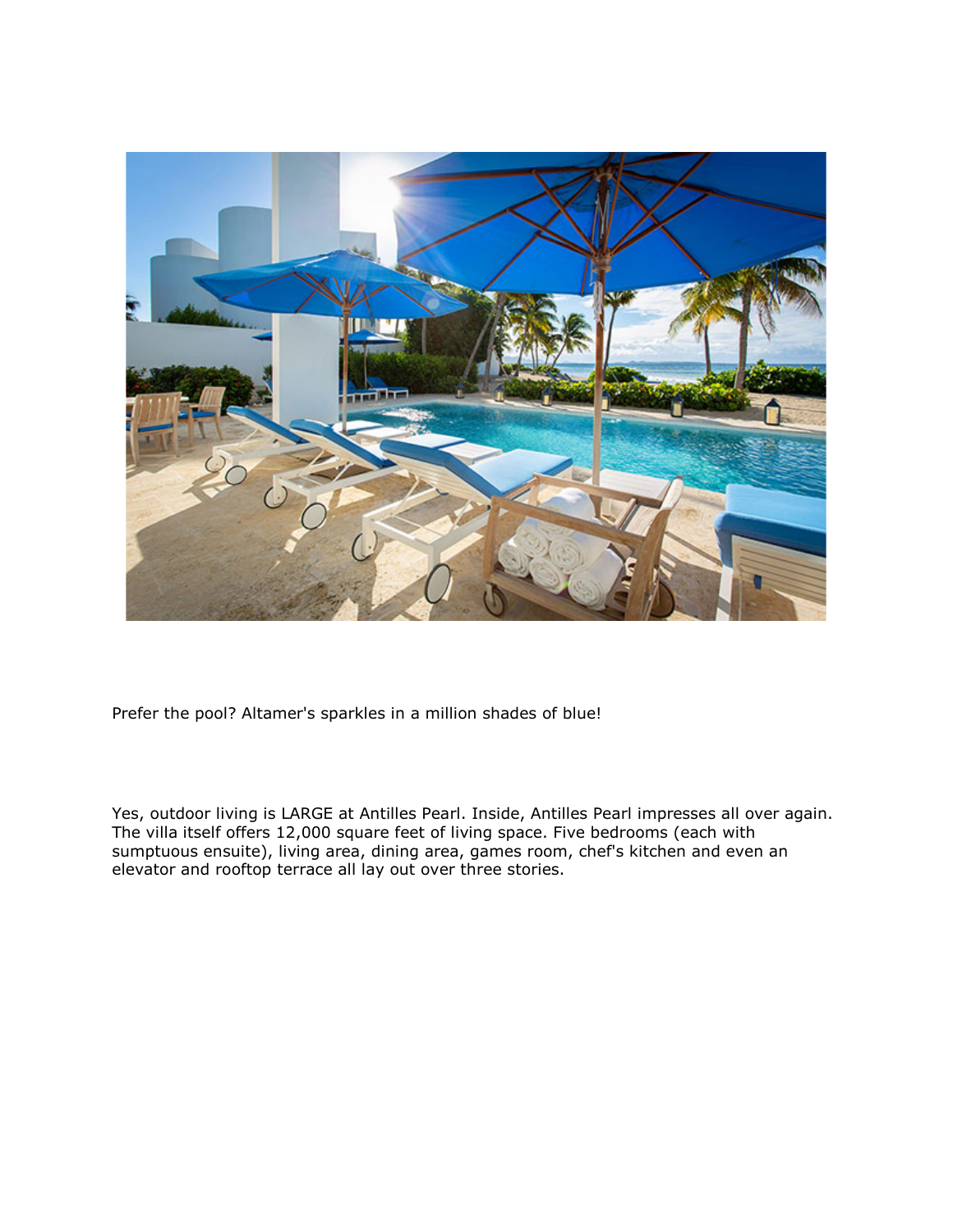Prefer the pool? Altamer's sparkles in a million shades of blue!

Yes, outdoor living is LARGE at Antilles Pearl. Inside, Antilles Pearl impresses all over again. The villa itself offers 12,000 square feet of living space. Five bedrooms (each with sumptuous ensuite), living area, dining area, games room, chef's kitchen and even an elevator and rooftop terrace all lay out over three stories.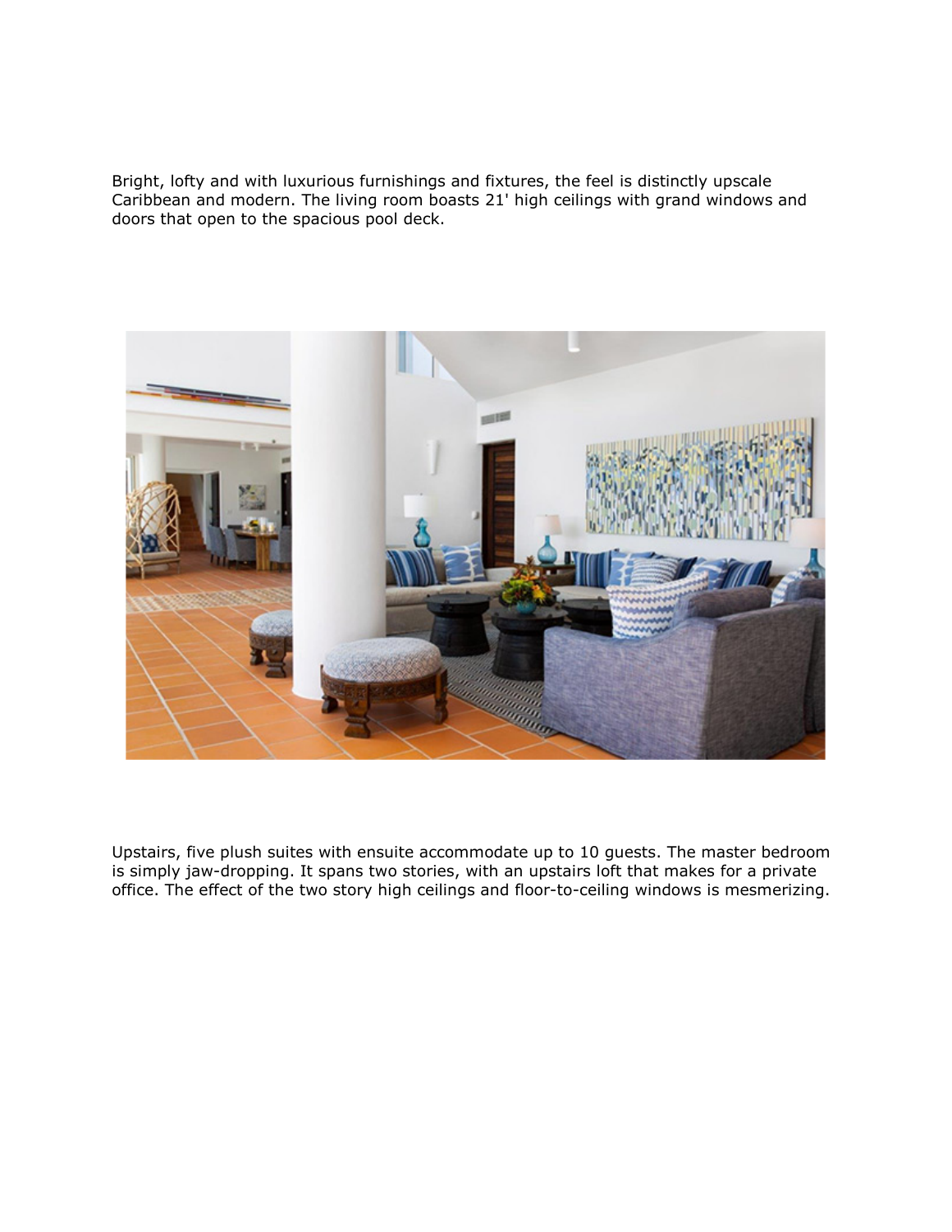Bright, lofty and with luxurious furnishings and fixtures, the feel is distinctly upscale Caribbean and modern. The living room boasts 21' high ceilings with grand windows and doors that open to the spacious pool deck.

Upstairs, five plush suites with ensuite accommodate up to 10 guests. The master bedroom is simply jaw-dropping. It spans two stories, with an upstairs loft that makes for a private office. The effect of the two story high ceilings and floor-to-ceiling windows is mesmerizing.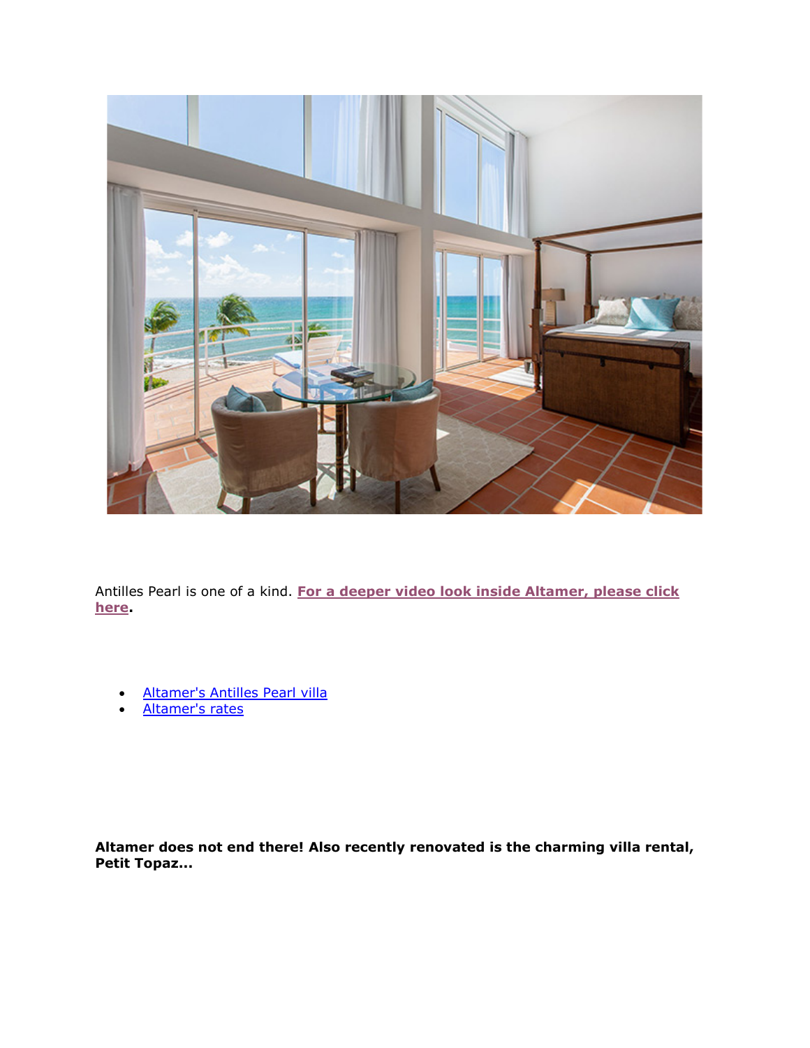Antilles Pearl is one of a kind. **For a deeper video look inside Altamer, please click here.**

- Altamer's Antilles Pearl villa
- Altamer's rates

**Altamer does not end there! Also recently renovated is the charming villa rental, Petit Topaz...**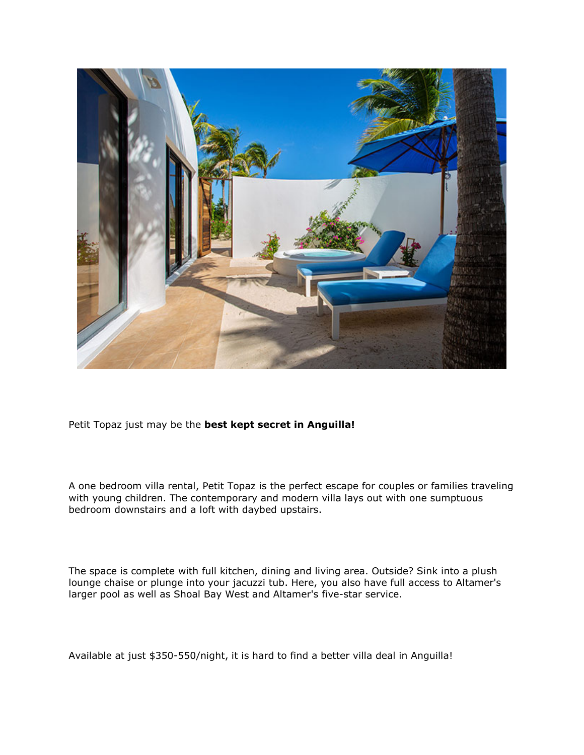Petit Topaz just may be the **best kept secret in Anguilla!**

A one bedroom villa rental, Petit Topaz is the perfect escape for couples or families traveling with young children. The contemporary and modern villa lays out with one sumptuous bedroom downstairs and a loft with daybed upstairs.

The space is complete with full kitchen, dining and living area. Outside? Sink into a plush lounge chaise or plunge into your jacuzzi tub. Here, you also have full access to Altamer's larger pool as well as Shoal Bay West and Altamer's five-star service.

Available at just $350-550/night, it is hard to find a better villa deal in Anguilla!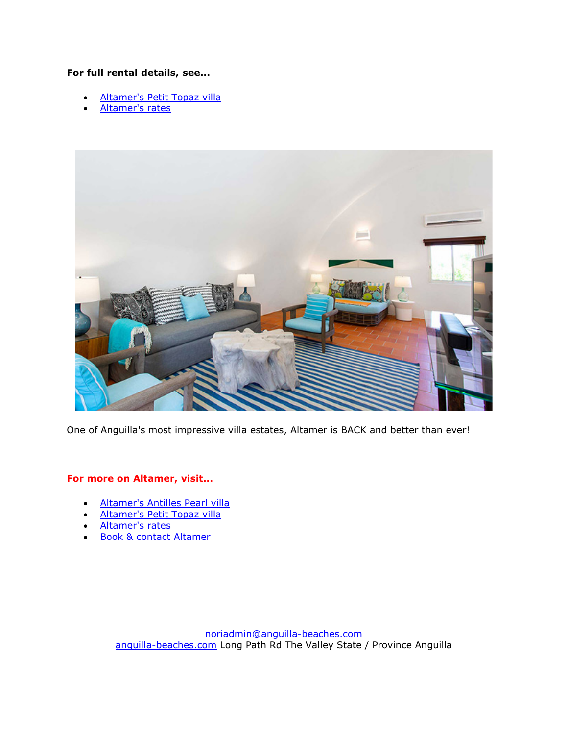**For full rental details, see...**

- Altamer's Petit Topaz villa
- Altamer's rates

One of Anguilla's most impressive villa estates, Altamer is BACK and better than ever!

**For more on Altamer, visit...**

- Altamer's Antilles Pearl villa
- Altamer's Petit Topaz villa
- Altamer's rates
- Book & contact Altamer

noriadmin@anguilla-beaches.com
anguilla-beaches.com Long Path Rd The Valley State / Province Anguilla